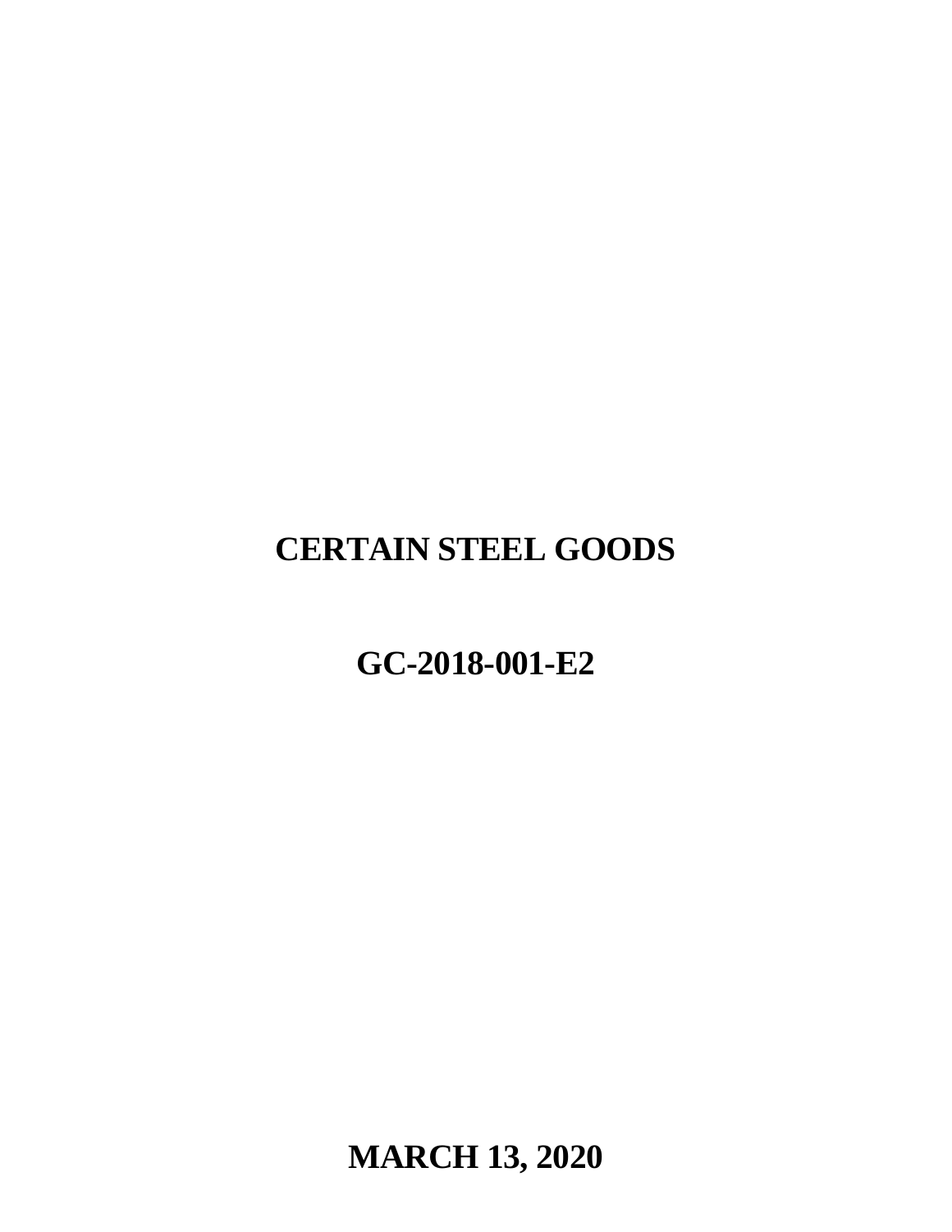# CERTAIN STEEL GOODS

# GC-2018-001-E2

**MARCH 13, 2020**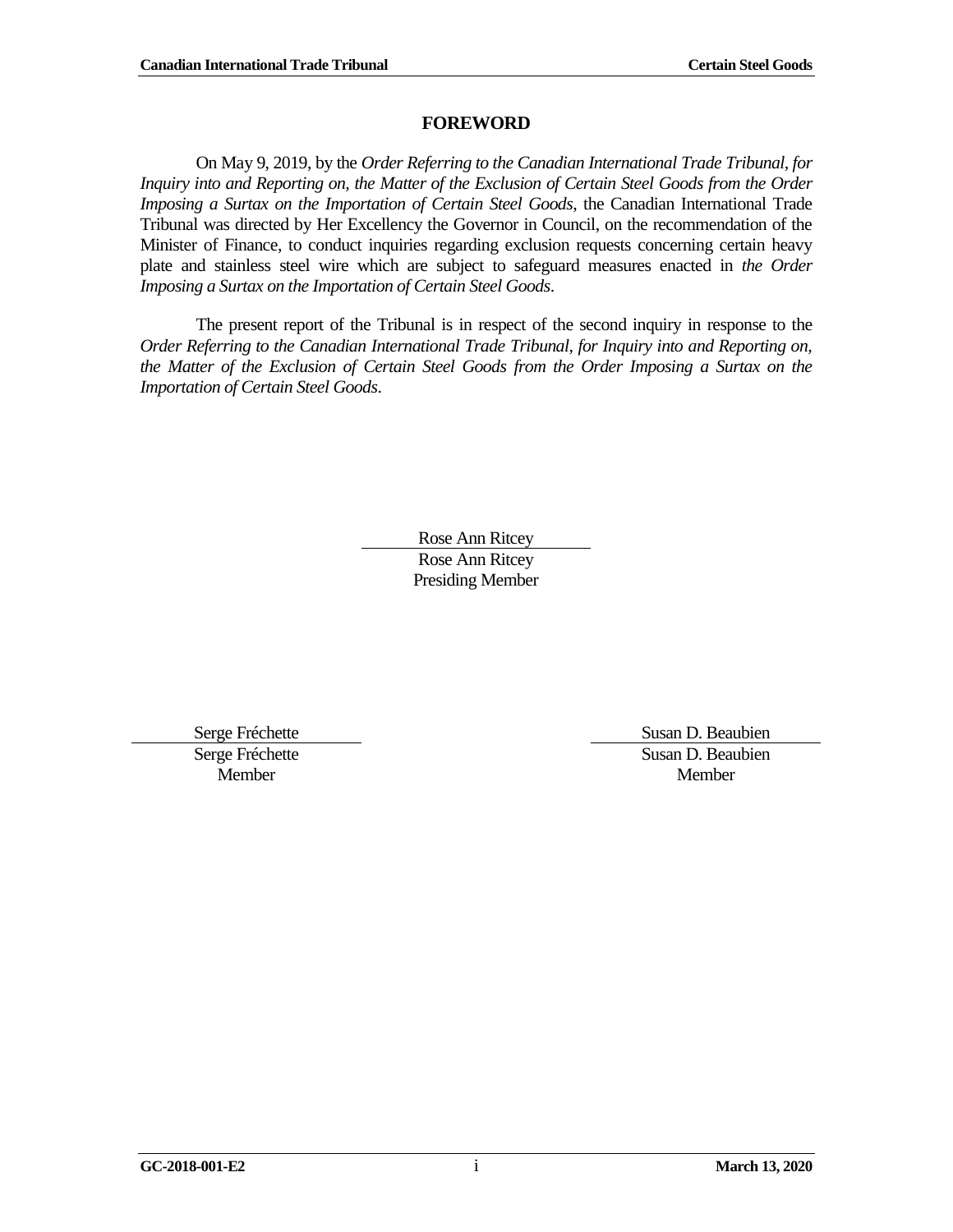## FOREWORD

On May 9, 2019, by the *Order Referring to the Canadian International Trade Tribunal, for Inquiry into and Reporting on, the Matter of the Exclusion of Certain Steel Goods from the Order Imposing a Surtax on the Importation of Certain Steel Goods*, the Canadian International Trade Tribunal was directed by Her Excellency the Governor in Council, on the recommendation of the Minister of Finance, to conduct inquiries regarding exclusion requests concerning certain heavy plate and stainless steel wire which are subject to safeguard measures enacted in *the Order Imposing a Surtax on the Importation of Certain Steel Goods*.

The present report of the Tribunal is in respect of the second inquiry in response to the *Order Referring to the Canadian International Trade Tribunal, for Inquiry into and Reporting on, the Matter of the Exclusion of Certain Steel Goods from the Order Imposing a Surtax on the Importation of Certain Steel Goods*.

Rose Ann Ritcey
Rose Ann Ritcey
Presiding Member

Serge Fréchette
Serge Fréchette
Member

Susan D. Beaubien
Susan D. Beaubien
Member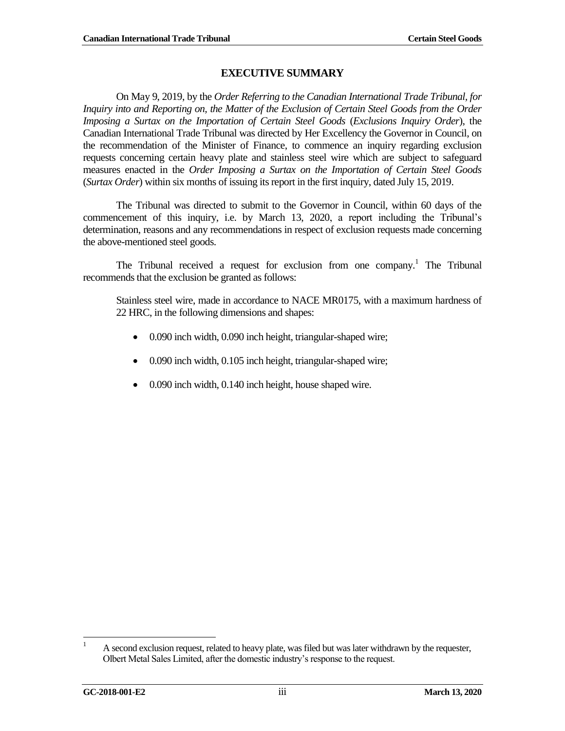# EXECUTIVE SUMMARY

On May 9, 2019, by the *Order Referring to the Canadian International Trade Tribunal, for Inquiry into and Reporting on, the Matter of the Exclusion of Certain Steel Goods from the Order Imposing a Surtax on the Importation of Certain Steel Goods* (*Exclusions Inquiry Order*), the Canadian International Trade Tribunal was directed by Her Excellency the Governor in Council, on the recommendation of the Minister of Finance, to commence an inquiry regarding exclusion requests concerning certain heavy plate and stainless steel wire which are subject to safeguard measures enacted in the *Order Imposing a Surtax on the Importation of Certain Steel Goods* (*Surtax Order*) within six months of issuing its report in the first inquiry, dated July 15, 2019.

The Tribunal was directed to submit to the Governor in Council, within 60 days of the commencement of this inquiry, i.e. by March 13, 2020, a report including the Tribunal's determination, reasons and any recommendations in respect of exclusion requests made concerning the above-mentioned steel goods.

The Tribunal received a request for exclusion from one company.[1] The Tribunal recommends that the exclusion be granted as follows:

> Stainless steel wire, made in accordance to NACE MR0175, with a maximum hardness of 22 HRC, in the following dimensions and shapes:
>
> - 0.090 inch width, 0.090 inch height, triangular-shaped wire;
> - 0.090 inch width, 0.105 inch height, triangular-shaped wire;
> - 0.090 inch width, 0.140 inch height, house shaped wire.

---

[1] A second exclusion request, related to heavy plate, was filed but was later withdrawn by the requester, Olbert Metal Sales Limited, after the domestic industry's response to the request.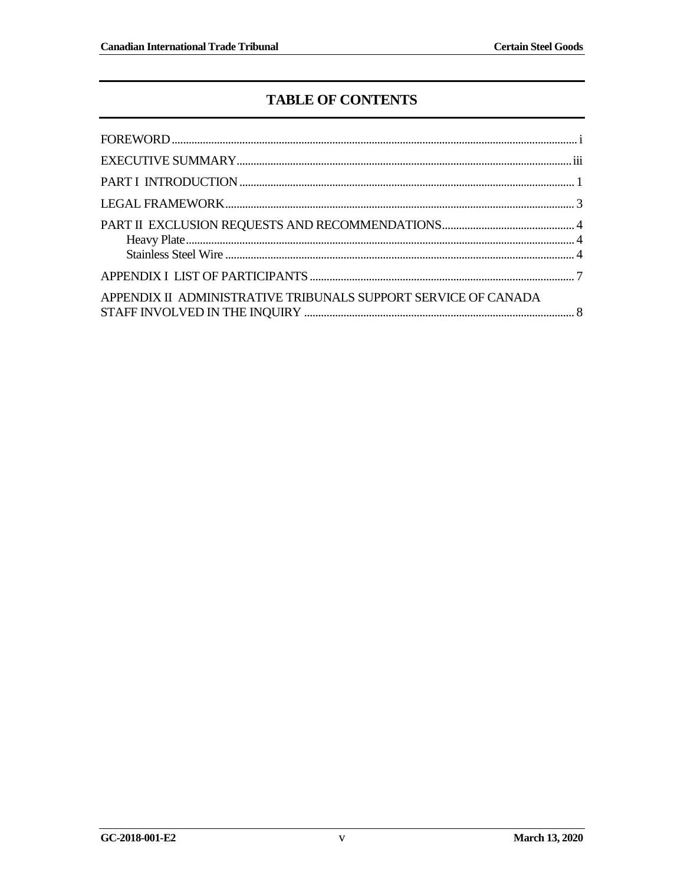# TABLE OF CONTENTS

FOREWORD ..... i

EXECUTIVE SUMMARY ..... iii

PART I INTRODUCTION ..... 1

LEGAL FRAMEWORK ..... 3

PART II EXCLUSION REQUESTS AND RECOMMENDATIONS ..... 4
- Heavy Plate ..... 4
- Stainless Steel Wire ..... 4

APPENDIX I LIST OF PARTICIPANTS ..... 7

APPENDIX II ADMINISTRATIVE TRIBUNALS SUPPORT SERVICE OF CANADA STAFF INVOLVED IN THE INQUIRY ..... 8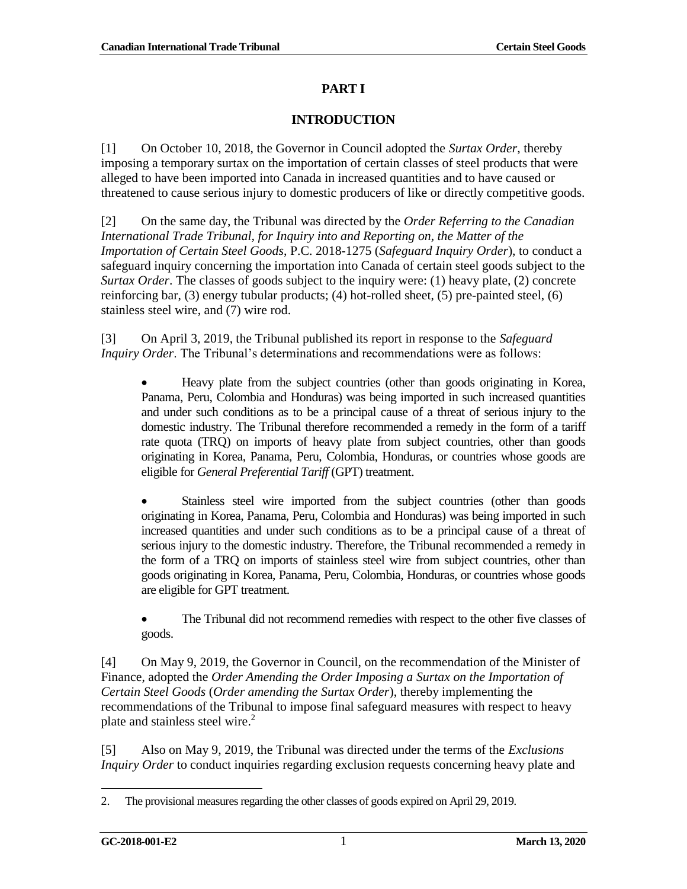# PART I

## INTRODUCTION

[1] On October 10, 2018, the Governor in Council adopted the *Surtax Order*, thereby imposing a temporary surtax on the importation of certain classes of steel products that were alleged to have been imported into Canada in increased quantities and to have caused or threatened to cause serious injury to domestic producers of like or directly competitive goods.

[2] On the same day, the Tribunal was directed by the *Order Referring to the Canadian International Trade Tribunal, for Inquiry into and Reporting on, the Matter of the Importation of Certain Steel Goods*, P.C. 2018-1275 (*Safeguard Inquiry Order*), to conduct a safeguard inquiry concerning the importation into Canada of certain steel goods subject to the *Surtax Order*. The classes of goods subject to the inquiry were: (1) heavy plate, (2) concrete reinforcing bar, (3) energy tubular products; (4) hot-rolled sheet, (5) pre-painted steel, (6) stainless steel wire, and (7) wire rod.

[3] On April 3, 2019, the Tribunal published its report in response to the *Safeguard Inquiry Order*. The Tribunal's determinations and recommendations were as follows:

- Heavy plate from the subject countries (other than goods originating in Korea, Panama, Peru, Colombia and Honduras) was being imported in such increased quantities and under such conditions as to be a principal cause of a threat of serious injury to the domestic industry. The Tribunal therefore recommended a remedy in the form of a tariff rate quota (TRQ) on imports of heavy plate from subject countries, other than goods originating in Korea, Panama, Peru, Colombia, Honduras, or countries whose goods are eligible for *General Preferential Tariff* (GPT) treatment.

- Stainless steel wire imported from the subject countries (other than goods originating in Korea, Panama, Peru, Colombia and Honduras) was being imported in such increased quantities and under such conditions as to be a principal cause of a threat of serious injury to the domestic industry. Therefore, the Tribunal recommended a remedy in the form of a TRQ on imports of stainless steel wire from subject countries, other than goods originating in Korea, Panama, Peru, Colombia, Honduras, or countries whose goods are eligible for GPT treatment.

- The Tribunal did not recommend remedies with respect to the other five classes of goods.

[4] On May 9, 2019, the Governor in Council, on the recommendation of the Minister of Finance, adopted the *Order Amending the Order Imposing a Surtax on the Importation of Certain Steel Goods* (*Order amending the Surtax Order*), thereby implementing the recommendations of the Tribunal to impose final safeguard measures with respect to heavy plate and stainless steel wire.[2]

[5] Also on May 9, 2019, the Tribunal was directed under the terms of the *Exclusions Inquiry Order* to conduct inquiries regarding exclusion requests concerning heavy plate and

---

2. The provisional measures regarding the other classes of goods expired on April 29, 2019.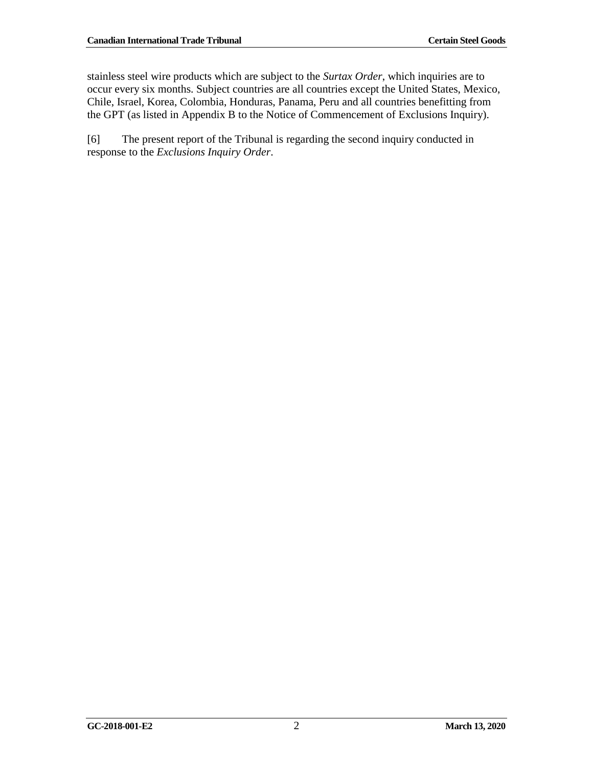stainless steel wire products which are subject to the *Surtax Order*, which inquiries are to occur every six months. Subject countries are all countries except the United States, Mexico, Chile, Israel, Korea, Colombia, Honduras, Panama, Peru and all countries benefitting from the GPT (as listed in Appendix B to the Notice of Commencement of Exclusions Inquiry).

[6] The present report of the Tribunal is regarding the second inquiry conducted in response to the *Exclusions Inquiry Order*.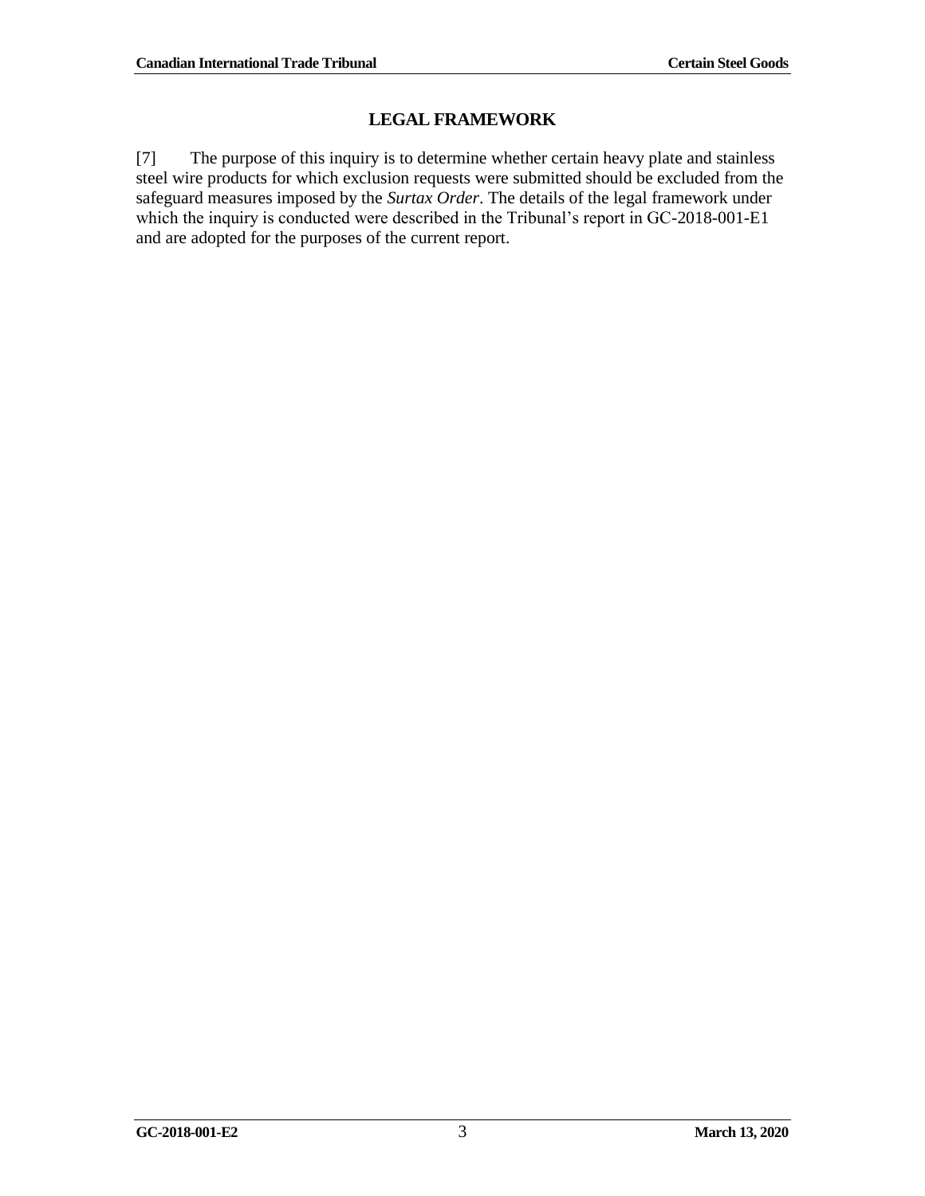## LEGAL FRAMEWORK

[7] The purpose of this inquiry is to determine whether certain heavy plate and stainless steel wire products for which exclusion requests were submitted should be excluded from the safeguard measures imposed by the *Surtax Order*. The details of the legal framework under which the inquiry is conducted were described in the Tribunal's report in GC-2018-001-E1 and are adopted for the purposes of the current report.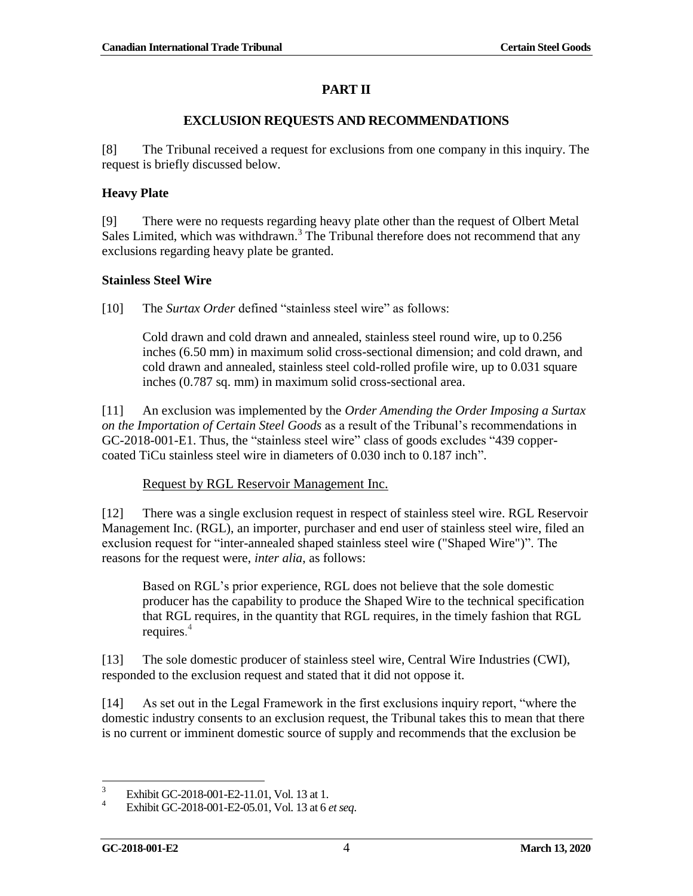## PART II

## EXCLUSION REQUESTS AND RECOMMENDATIONS

[8] The Tribunal received a request for exclusions from one company in this inquiry. The request is briefly discussed below.

### Heavy Plate

[9] There were no requests regarding heavy plate other than the request of Olbert Metal Sales Limited, which was withdrawn.[3] The Tribunal therefore does not recommend that any exclusions regarding heavy plate be granted.

### Stainless Steel Wire

[10] The *Surtax Order* defined "stainless steel wire" as follows:

> Cold drawn and cold drawn and annealed, stainless steel round wire, up to 0.256 inches (6.50 mm) in maximum solid cross-sectional dimension; and cold drawn, and cold drawn and annealed, stainless steel cold-rolled profile wire, up to 0.031 square inches (0.787 sq. mm) in maximum solid cross-sectional area.

[11] An exclusion was implemented by the *Order Amending the Order Imposing a Surtax on the Importation of Certain Steel Goods* as a result of the Tribunal's recommendations in GC-2018-001-E1. Thus, the "stainless steel wire" class of goods excludes "439 copper-coated TiCu stainless steel wire in diameters of 0.030 inch to 0.187 inch".

Request by RGL Reservoir Management Inc.

[12] There was a single exclusion request in respect of stainless steel wire. RGL Reservoir Management Inc. (RGL), an importer, purchaser and end user of stainless steel wire, filed an exclusion request for "inter-annealed shaped stainless steel wire ("Shaped Wire")". The reasons for the request were, *inter alia*, as follows:

> Based on RGL's prior experience, RGL does not believe that the sole domestic producer has the capability to produce the Shaped Wire to the technical specification that RGL requires, in the quantity that RGL requires, in the timely fashion that RGL requires.[4]

[13] The sole domestic producer of stainless steel wire, Central Wire Industries (CWI), responded to the exclusion request and stated that it did not oppose it.

[14] As set out in the Legal Framework in the first exclusions inquiry report, "where the domestic industry consents to an exclusion request, the Tribunal takes this to mean that there is no current or imminent domestic source of supply and recommends that the exclusion be

---

3. Exhibit GC-2018-001-E2-11.01, Vol. 13 at 1.
4. Exhibit GC-2018-001-E2-05.01, Vol. 13 at 6 *et seq.*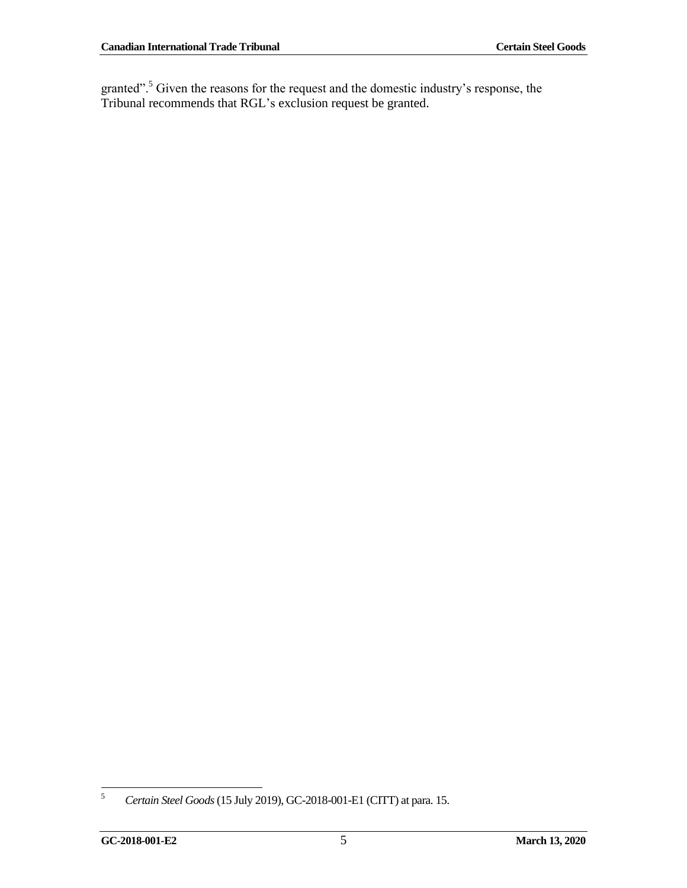granted”.[5] Given the reasons for the request and the domestic industry’s response, the Tribunal recommends that RGL’s exclusion request be granted.

---

5 *Certain Steel Goods* (15 July 2019), GC-2018-001-E1 (CITT) at para. 15.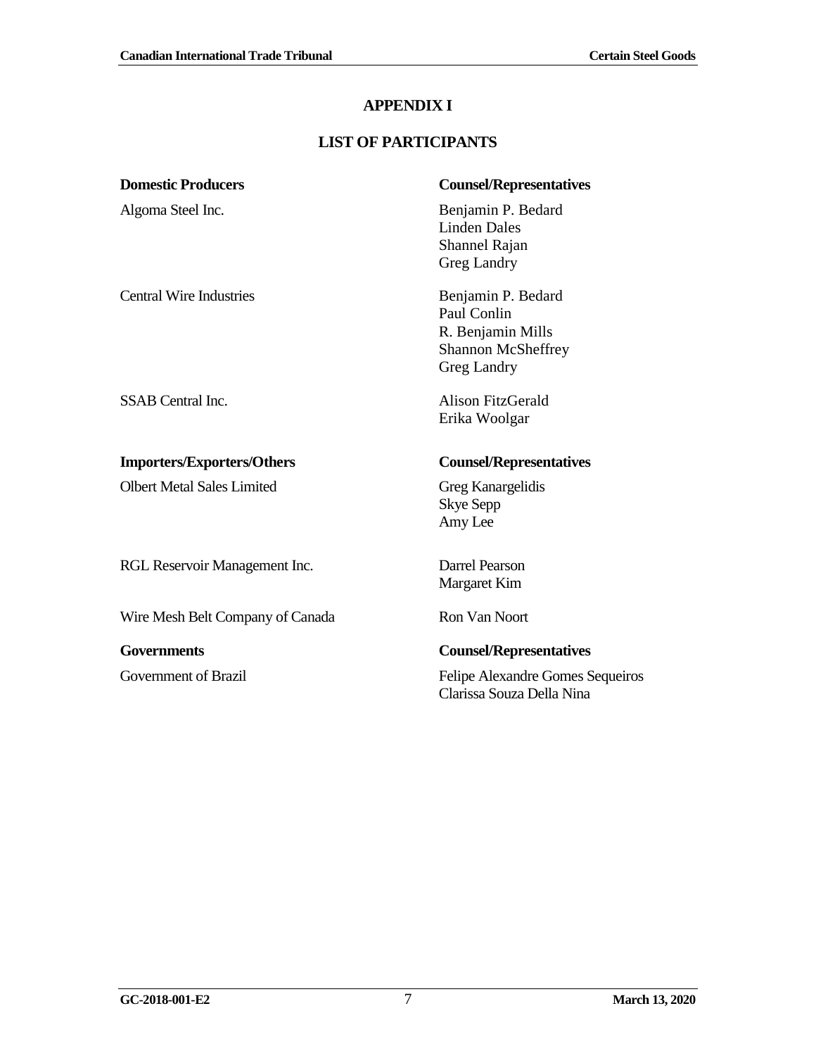# APPENDIX I

## LIST OF PARTICIPANTS

| Domestic Producers | Counsel/Representatives |
|---|---|
| Algoma Steel Inc. | Benjamin P. Bedard<br>Linden Dales<br>Shannel Rajan<br>Greg Landry |
| Central Wire Industries | Benjamin P. Bedard<br>Paul Conlin<br>R. Benjamin Mills<br>Shannon McSheffrey<br>Greg Landry |
| SSAB Central Inc. | Alison FitzGerald<br>Erika Woolgar |

| Importers/Exporters/Others | Counsel/Representatives |
|---|---|
| Olbert Metal Sales Limited | Greg Kanargelidis<br>Skye Sepp<br>Amy Lee |
| RGL Reservoir Management Inc. | Darrel Pearson<br>Margaret Kim |
| Wire Mesh Belt Company of Canada | Ron Van Noort |

| Governments | Counsel/Representatives |
|---|---|
| Government of Brazil | Felipe Alexandre Gomes Sequeiros<br>Clarissa Souza Della Nina |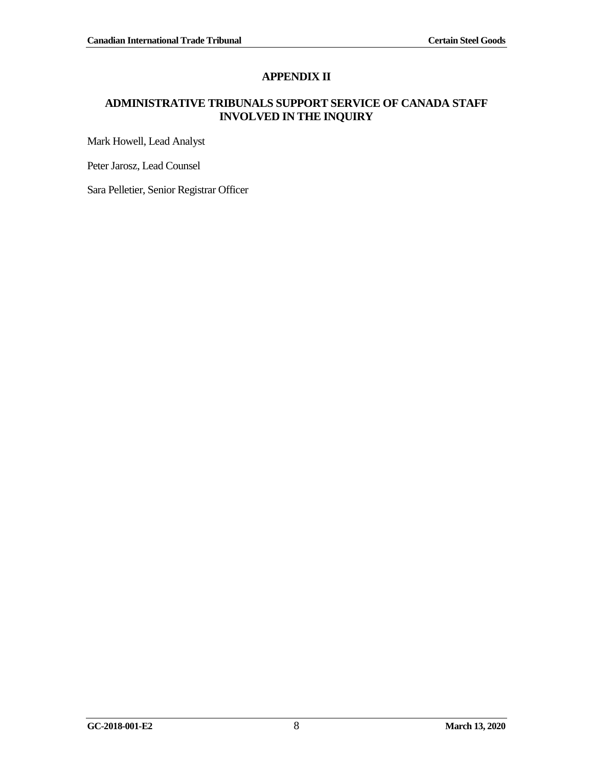## APPENDIX II

## ADMINISTRATIVE TRIBUNALS SUPPORT SERVICE OF CANADA STAFF INVOLVED IN THE INQUIRY

Mark Howell, Lead Analyst

Peter Jarosz, Lead Counsel

Sara Pelletier, Senior Registrar Officer